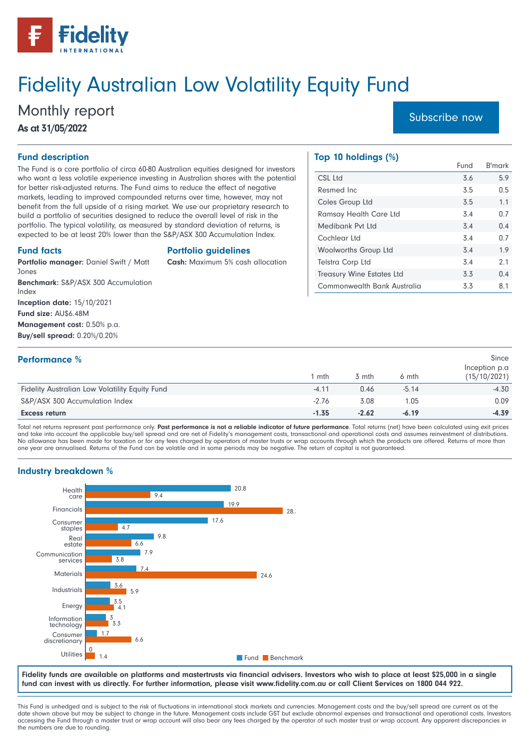# Fidelity Australian Low Volatility Equity Fund

## Monthly report

**As at 31/05/2022**

Subscribe now

### Fund description

The Fund is a core portfolio of circa 60-80 Australian equities designed for investors who want a less volatile experience investing in Australian shares with the potential for better risk-adjusted returns. The Fund aims to reduce the effect of negative markets, leading to improved compounded returns over time, however, may not benefit from the full upside of a rising market. We use our proprietary research to build a portfolio of securities designed to reduce the overall level of risk in the portfolio. The typical volatility, as measured by standard deviation of returns, is expected to be at least 20% lower than the S&P/ASX 300 Accumulation Index.

### Fund facts

**Portfolio manager:** Daniel Swift / Matt Jones

**Benchmark:** S&P/ASX 300 Accumulation Index

**Inception date:** 15/10/2021

**Fund size:** AU$6.48M

**Management cost:** 0.50% p.a.

**Buy/sell spread:** 0.20%/0.20%

### Portfolio guidelines

**Cash:** Maximum 5% cash allocation

### Top 10 holdings (%)

| | Fund | B'mark |
|---|---|---|
| CSL Ltd | 3.6 | 5.9 |
| Resmed Inc | 3.5 | 0.5 |
| Coles Group Ltd | 3.5 | 1.1 |
| Ramsay Health Care Ltd | 3.4 | 0.7 |
| Medibank Pvt Ltd | 3.4 | 0.4 |
| Cochlear Ltd | 3.4 | 0.7 |
| Woolworths Group Ltd | 3.4 | 1.9 |
| Telstra Corp Ltd | 3.4 | 2.1 |
| Treasury Wine Estates Ltd | 3.3 | 0.4 |
| Commonwealth Bank Australia | 3.3 | 8.1 |

### Performance %

| | 1 mth | 3 mth | 6 mth | Since Inception p.a (15/10/2021) |
|---|---|---|---|---|
| Fidelity Australian Low Volatility Equity Fund | -4.11 | 0.46 | -5.14 | -4.30 |
| S&P/ASX 300 Accumulation Index | -2.76 | 3.08 | 1.05 | 0.09 |
| **Excess return** | **-1.35** | **-2.62** | **-6.19** | **-4.39** |

Total net returns represent past performance only. **Past performance is not a reliable indicator of future performance**. Total returns (net) have been calculated using exit prices and take into account the applicable buy/sell spread and are net of Fidelity's management costs, transactional and operational costs and assumes reinvestment of distributions. No allowance has been made for taxation or for any fees charged by operators of master trusts or wrap accounts through which the products are offered. Returns of more than one year are annualised. Returns of the Fund can be volatile and in some periods may be negative. The return of capital is not guaranteed.

### Industry breakdown %

| | Fund | Benchmark |
|---|---|---|
| Health care | 20.8 | 9.4 |
| Financials | 19.9 | 28.3 |
| Consumer staples | 17.6 | 4.7 |
| Real estate | 9.8 | 6.6 |
| Communication services | 7.9 | 3.8 |
| Materials | 7.4 | 24.6 |
| Industrials | 3.6 | 5.9 |
| Energy | 3.5 | 4.1 |
| Information technology | 3 | 3.3 |
| Consumer discretionary | 1.7 | 6.6 |
| Utilities | 0 | 1.4 |

**Fidelity funds are available on platforms and mastertrusts via financial advisers. Investors who wish to place at least $25,000 in a single fund can invest with us directly. For further information, please visit www.fidelity.com.au or call Client Services on 1800 044 922.**

This Fund is unhedged and is subject to the risk of fluctuations in international stock markets and currencies. Management costs and the buy/sell spread are current as at the date shown above but may be subject to change in the future. Management costs include GST but exclude abnormal expenses and transactional and operational costs. Investors accessing the Fund through a master trust or wrap account will also bear any fees charged by the operator of such master trust or wrap account. Any apparent discrepancies in the numbers are due to rounding.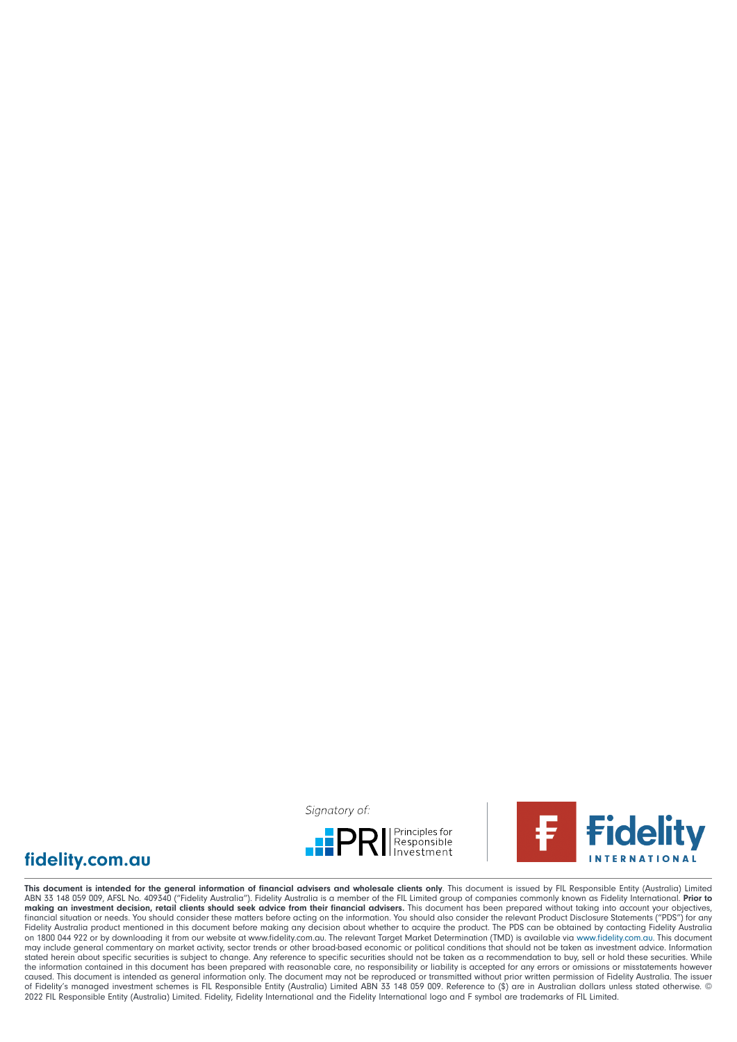fidelity.com.au

Signatory of:

PRI Principles for Responsible Investment

Fidelity INTERNATIONAL

**This document is intended for the general information of financial advisers and wholesale clients only**. This document is issued by FIL Responsible Entity (Australia) Limited ABN 33 148 059 009, AFSL No. 409340 ("Fidelity Australia"). Fidelity Australia is a member of the FIL Limited group of companies commonly known as Fidelity International. **Prior to making an investment decision, retail clients should seek advice from their financial advisers.** This document has been prepared without taking into account your objectives, financial situation or needs. You should consider these matters before acting on the information. You should also consider the relevant Product Disclosure Statements ("PDS") for any Fidelity Australia product mentioned in this document before making any decision about whether to acquire the product. The PDS can be obtained by contacting Fidelity Australia on 1800 044 922 or by downloading it from our website at www.fidelity.com.au. The relevant Target Market Determination (TMD) is available via www.fidelity.com.au. This document may include general commentary on market activity, sector trends or other broad-based economic or political conditions that should not be taken as investment advice. Information stated herein about specific securities is subject to change. Any reference to specific securities should not be taken as a recommendation to buy, sell or hold these securities. While the information contained in this document has been prepared with reasonable care, no responsibility or liability is accepted for any errors or omissions or misstatements however caused. This document is intended as general information only. The document may not be reproduced or transmitted without prior written permission of Fidelity Australia. The issuer of Fidelity's managed investment schemes is FIL Responsible Entity (Australia) Limited ABN 33 148 059 009. Reference to ($) are in Australian dollars unless stated otherwise. © 2022 FIL Responsible Entity (Australia) Limited. Fidelity, Fidelity International and the Fidelity International logo and F symbol are trademarks of FIL Limited.